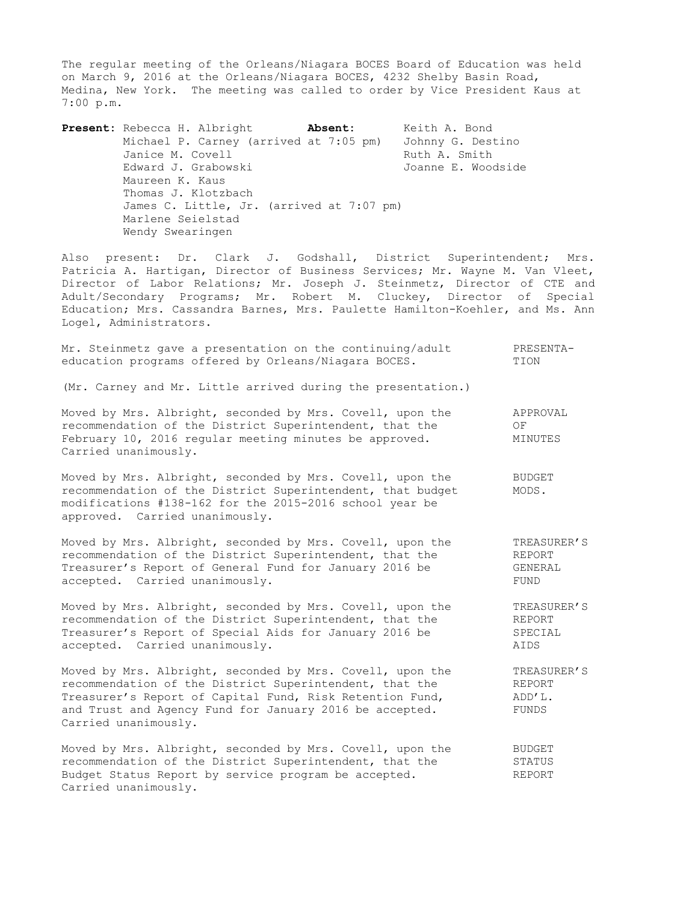The regular meeting of the Orleans/Niagara BOCES Board of Education was held on March 9, 2016 at the Orleans/Niagara BOCES, 4232 Shelby Basin Road, Medina, New York. The meeting was called to order by Vice President Kaus at 7:00 p.m.

| **Present:** | **Absent:** |
|---|---|
| Rebecca H. Albright | Keith A. Bond |
| Michael P. Carney (arrived at 7:05 pm) | Johnny G. Destino |
| Janice M. Covell | Ruth A. Smith |
| Edward J. Grabowski | Joanne E. Woodside |
| Maureen K. Kaus | |
| Thomas J. Klotzbach | |
| James C. Little, Jr. (arrived at 7:07 pm) | |
| Marlene Seielstad | |
| Wendy Swearingen | |

Also present: Dr. Clark J. Godshall, District Superintendent; Mrs. Patricia A. Hartigan, Director of Business Services; Mr. Wayne M. Van Vleet, Director of Labor Relations; Mr. Joseph J. Steinmetz, Director of CTE and Adult/Secondary Programs; Mr. Robert M. Cluckey, Director of Special Education; Mrs. Cassandra Barnes, Mrs. Paulette Hamilton-Koehler, and Ms. Ann Logel, Administrators.

**PRESENTATION**

Mr. Steinmetz gave a presentation on the continuing/adult education programs offered by Orleans/Niagara BOCES.

(Mr. Carney and Mr. Little arrived during the presentation.)

**APPROVAL OF MINUTES**

Moved by Mrs. Albright, seconded by Mrs. Covell, upon the recommendation of the District Superintendent, that the February 10, 2016 regular meeting minutes be approved. Carried unanimously.

**BUDGET MODS.**

Moved by Mrs. Albright, seconded by Mrs. Covell, upon the recommendation of the District Superintendent, that budget modifications #138-162 for the 2015-2016 school year be approved. Carried unanimously.

**TREASURER'S REPORT GENERAL FUND**

Moved by Mrs. Albright, seconded by Mrs. Covell, upon the recommendation of the District Superintendent, that the Treasurer's Report of General Fund for January 2016 be accepted. Carried unanimously.

**TREASURER'S REPORT SPECIAL AIDS**

Moved by Mrs. Albright, seconded by Mrs. Covell, upon the recommendation of the District Superintendent, that the Treasurer's Report of Special Aids for January 2016 be accepted. Carried unanimously.

**TREASURER'S REPORT ADD'L. FUNDS**

Moved by Mrs. Albright, seconded by Mrs. Covell, upon the recommendation of the District Superintendent, that the Treasurer's Report of Capital Fund, Risk Retention Fund, and Trust and Agency Fund for January 2016 be accepted. Carried unanimously.

**BUDGET STATUS REPORT**

Moved by Mrs. Albright, seconded by Mrs. Covell, upon the recommendation of the District Superintendent, that the Budget Status Report by service program be accepted. Carried unanimously.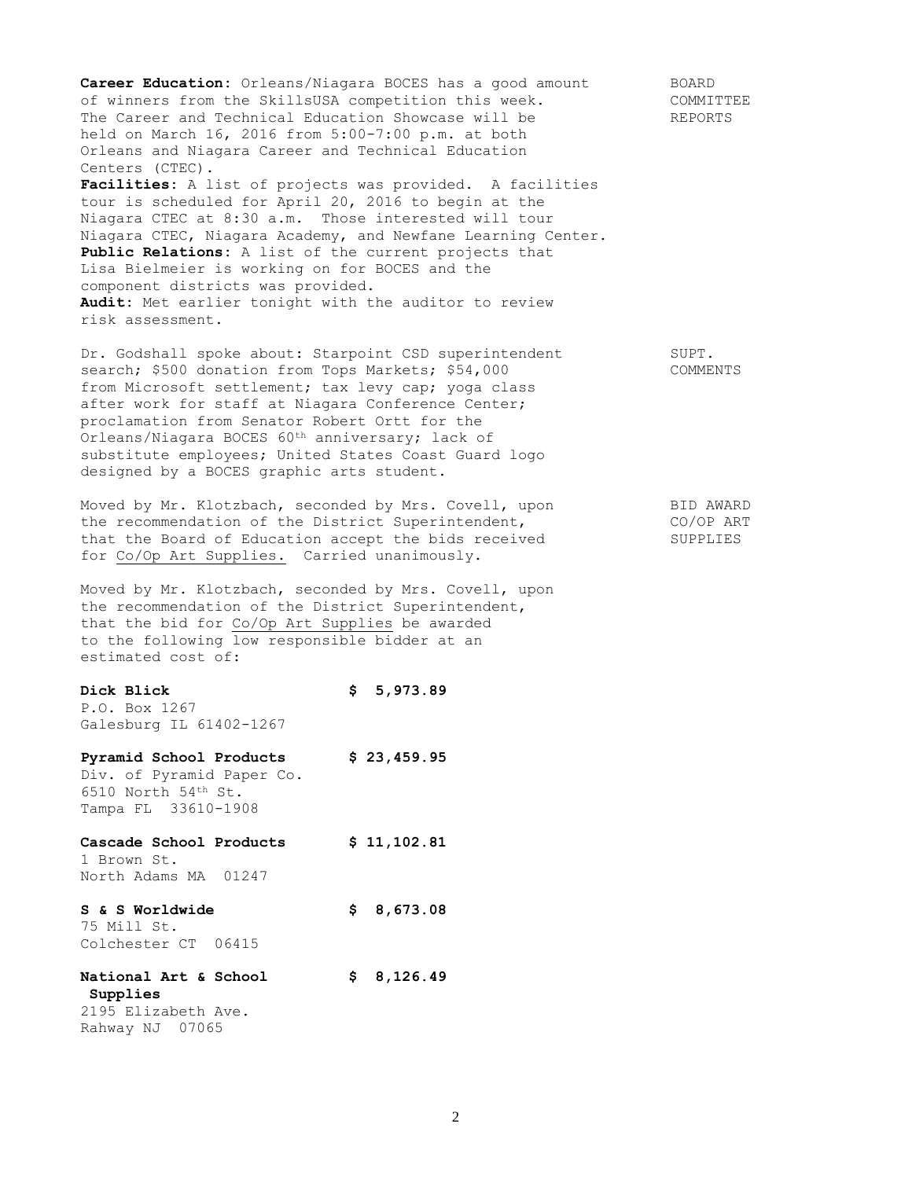**BOARD COMMITTEE REPORTS**

**Career Education:** Orleans/Niagara BOCES has a good amount of winners from the SkillsUSA competition this week. The Career and Technical Education Showcase will be held on March 16, 2016 from 5:00-7:00 p.m. at both Orleans and Niagara Career and Technical Education Centers (CTEC).
**Facilities:** A list of projects was provided. A facilities tour is scheduled for April 20, 2016 to begin at the Niagara CTEC at 8:30 a.m. Those interested will tour Niagara CTEC, Niagara Academy, and Newfane Learning Center.
**Public Relations:** A list of the current projects that Lisa Bielmeier is working on for BOCES and the component districts was provided.
**Audit:** Met earlier tonight with the auditor to review risk assessment.

**SUPT. COMMENTS**

Dr. Godshall spoke about: Starpoint CSD superintendent search; $500 donation from Tops Markets; $54,000 from Microsoft settlement; tax levy cap; yoga class after work for staff at Niagara Conference Center; proclamation from Senator Robert Ortt for the Orleans/Niagara BOCES 60th anniversary; lack of substitute employees; United States Coast Guard logo designed by a BOCES graphic arts student.

**BID AWARD CO/OP ART SUPPLIES**

Moved by Mr. Klotzbach, seconded by Mrs. Covell, upon the recommendation of the District Superintendent, that the Board of Education accept the bids received for Co/Op Art Supplies. Carried unanimously.

Moved by Mr. Klotzbach, seconded by Mrs. Covell, upon the recommendation of the District Superintendent, that the bid for Co/Op Art Supplies be awarded to the following low responsible bidder at an estimated cost of:

**Dick Blick** — **$ 5,973.89**
P.O. Box 1267
Galesburg IL 61402-1267

**Pyramid School Products** — **$ 23,459.95**
Div. of Pyramid Paper Co.
6510 North 54th St.
Tampa FL 33610-1908

**Cascade School Products** — **$ 11,102.81**
1 Brown St.
North Adams MA 01247

**S & S Worldwide** — **$ 8,673.08**
75 Mill St.
Colchester CT 06415

**National Art & School Supplies** — **$ 8,126.49**
2195 Elizabeth Ave.
Rahway NJ 07065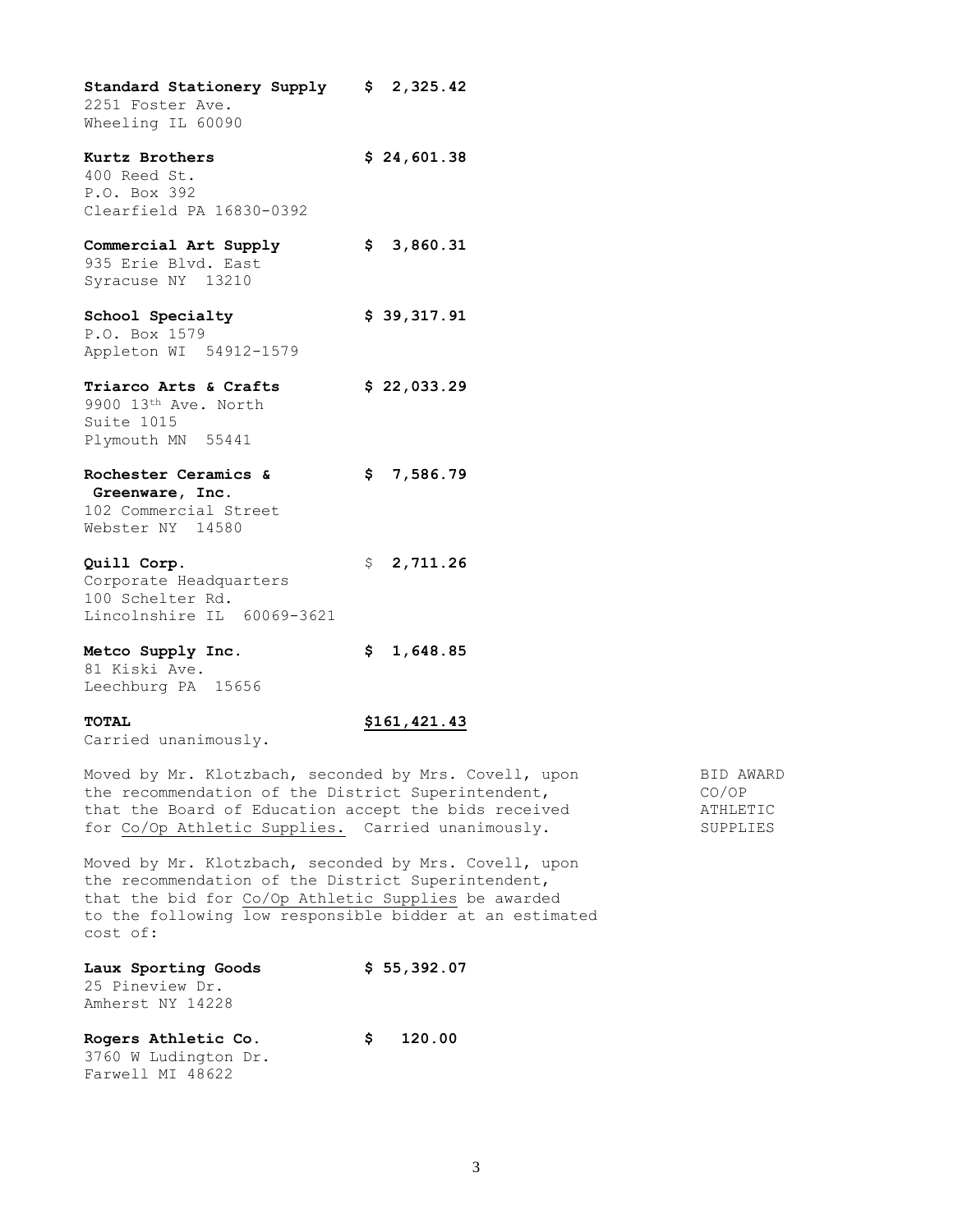**Standard Stationery Supply** **$ 2,325.42**
2251 Foster Ave.
Wheeling IL 60090

**Kurtz Brothers** **$ 24,601.38**
400 Reed St.
P.O. Box 392
Clearfield PA 16830-0392

**Commercial Art Supply** **$ 3,860.31**
935 Erie Blvd. East
Syracuse NY 13210

**School Specialty** **$ 39,317.91**
P.O. Box 1579
Appleton WI 54912-1579

**Triarco Arts & Crafts** **$ 22,033.29**
9900 13th Ave. North
Suite 1015
Plymouth MN 55441

**Rochester Ceramics & Greenware, Inc.** **$ 7,586.79**
102 Commercial Street
Webster NY 14580

**Quill Corp.** $ **2,711.26**
Corporate Headquarters
100 Schelter Rd.
Lincolnshire IL 60069-3621

**Metco Supply Inc.** **$ 1,648.85**
81 Kiski Ave.
Leechburg PA 15656

**TOTAL** **$161,421.43**

Carried unanimously.

BID AWARD CO/OP ATHLETIC SUPPLIES

Moved by Mr. Klotzbach, seconded by Mrs. Covell, upon the recommendation of the District Superintendent, that the Board of Education accept the bids received for Co/Op Athletic Supplies. Carried unanimously.

Moved by Mr. Klotzbach, seconded by Mrs. Covell, upon the recommendation of the District Superintendent, that the bid for Co/Op Athletic Supplies be awarded to the following low responsible bidder at an estimated cost of:

**Laux Sporting Goods** **$ 55,392.07**
25 Pineview Dr.
Amherst NY 14228

**Rogers Athletic Co.** **$ 120.00**
3760 W Ludington Dr.
Farwell MI 48622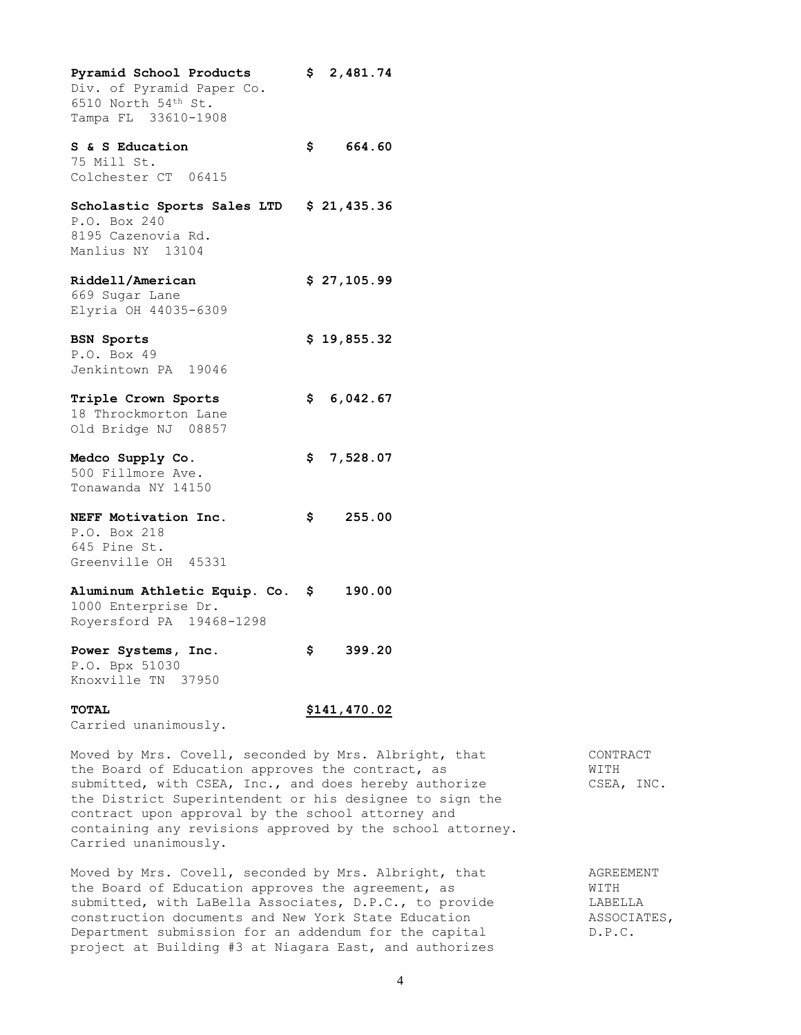**Pyramid School Products** **$ 2,481.74**
Div. of Pyramid Paper Co.
6510 North 54th St.
Tampa FL 33610-1908

**S & S Education** **$ 664.60**
75 Mill St.
Colchester CT 06415

**Scholastic Sports Sales LTD** **$ 21,435.36**
P.O. Box 240
8195 Cazenovia Rd.
Manlius NY 13104

**Riddell/American** **$ 27,105.99**
669 Sugar Lane
Elyria OH 44035-6309

**BSN Sports** **$ 19,855.32**
P.O. Box 49
Jenkintown PA 19046

**Triple Crown Sports** **$ 6,042.67**
18 Throckmorton Lane
Old Bridge NJ 08857

**Medco Supply Co.** **$ 7,528.07**
500 Fillmore Ave.
Tonawanda NY 14150

**NEFF Motivation Inc.** **$ 255.00**
P.O. Box 218
645 Pine St.
Greenville OH 45331

**Aluminum Athletic Equip. Co.** **$ 190.00**
1000 Enterprise Dr.
Royersford PA 19468-1298

**Power Systems, Inc.** **$ 399.20**
P.O. Bpx 51030
Knoxville TN 37950

**TOTAL** **$141,470.02**
Carried unanimously.

CONTRACT WITH CSEA, INC.

Moved by Mrs. Covell, seconded by Mrs. Albright, that the Board of Education approves the contract, as submitted, with CSEA, Inc., and does hereby authorize the District Superintendent or his designee to sign the contract upon approval by the school attorney and containing any revisions approved by the school attorney. Carried unanimously.

AGREEMENT WITH LABELLA ASSOCIATES, D.P.C.

Moved by Mrs. Covell, seconded by Mrs. Albright, that the Board of Education approves the agreement, as submitted, with LaBella Associates, D.P.C., to provide construction documents and New York State Education Department submission for an addendum for the capital project at Building #3 at Niagara East, and authorizes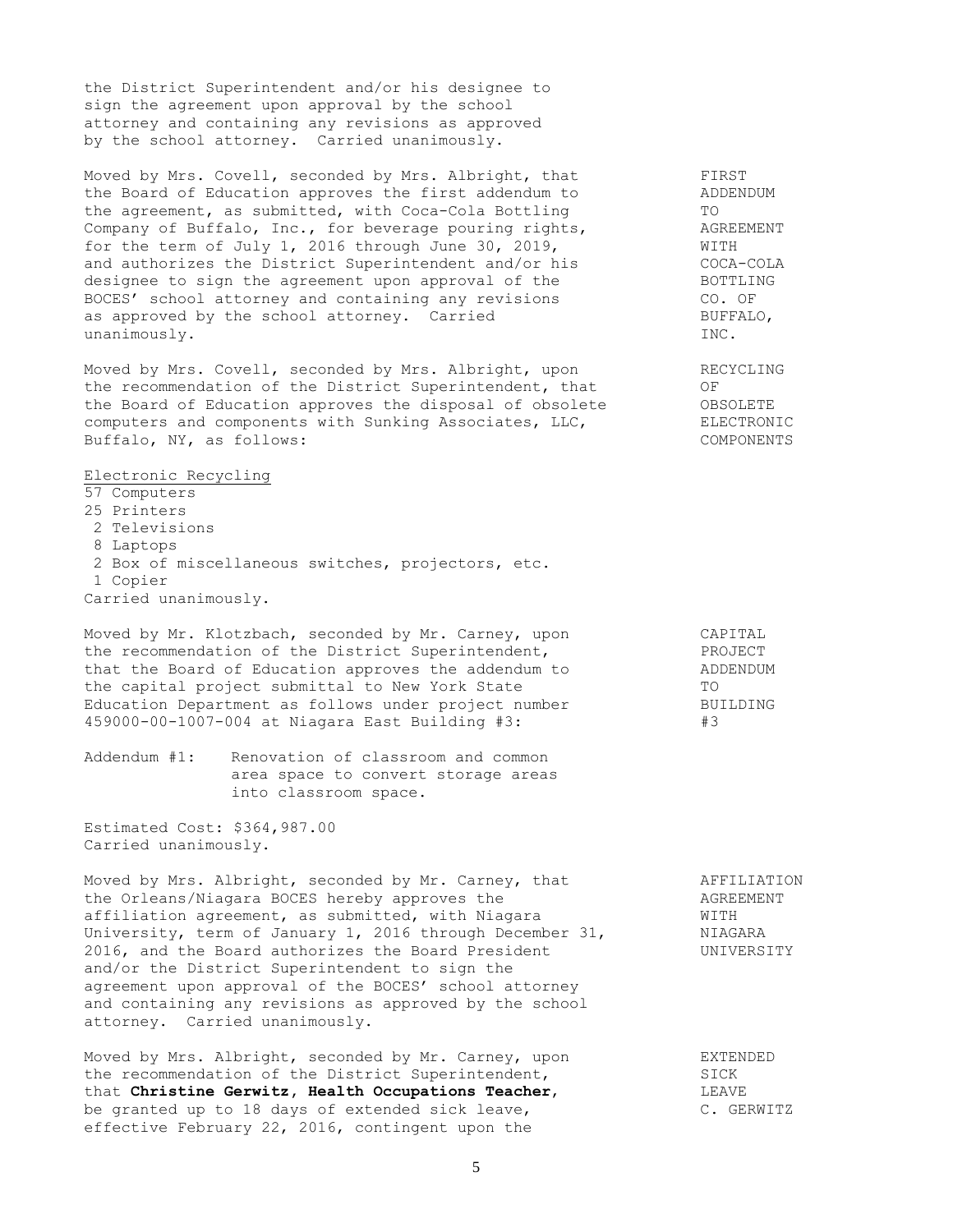the District Superintendent and/or his designee to sign the agreement upon approval by the school attorney and containing any revisions as approved by the school attorney. Carried unanimously.

**FIRST ADDENDUM TO AGREEMENT WITH COCA-COLA BOTTLING CO. OF BUFFALO, INC.**

Moved by Mrs. Covell, seconded by Mrs. Albright, that the Board of Education approves the first addendum to the agreement, as submitted, with Coca-Cola Bottling Company of Buffalo, Inc., for beverage pouring rights, for the term of July 1, 2016 through June 30, 2019, and authorizes the District Superintendent and/or his designee to sign the agreement upon approval of the BOCES' school attorney and containing any revisions as approved by the school attorney. Carried unanimously.

**RECYCLING OF OBSOLETE ELECTRONIC COMPONENTS**

Moved by Mrs. Covell, seconded by Mrs. Albright, upon the recommendation of the District Superintendent, that the Board of Education approves the disposal of obsolete computers and components with Sunking Associates, LLC, Buffalo, NY, as follows:

<u>Electronic Recycling</u>

57 Computers
25 Printers
2 Televisions
8 Laptops
2 Box of miscellaneous switches, projectors, etc.
1 Copier

Carried unanimously.

**CAPITAL PROJECT ADDENDUM TO BUILDING #3**

Moved by Mr. Klotzbach, seconded by Mr. Carney, upon the recommendation of the District Superintendent, that the Board of Education approves the addendum to the capital project submittal to New York State Education Department as follows under project number 459000-00-1007-004 at Niagara East Building #3:

Addendum #1: Renovation of classroom and common area space to convert storage areas into classroom space.

Estimated Cost: $364,987.00
Carried unanimously.

**AFFILIATION AGREEMENT WITH NIAGARA UNIVERSITY**

Moved by Mrs. Albright, seconded by Mr. Carney, that the Orleans/Niagara BOCES hereby approves the affiliation agreement, as submitted, with Niagara University, term of January 1, 2016 through December 31, 2016, and the Board authorizes the Board President and/or the District Superintendent to sign the agreement upon approval of the BOCES' school attorney and containing any revisions as approved by the school attorney. Carried unanimously.

**EXTENDED SICK LEAVE C. GERWITZ**

Moved by Mrs. Albright, seconded by Mr. Carney, upon the recommendation of the District Superintendent, that **Christine Gerwitz, Health Occupations Teacher**, be granted up to 18 days of extended sick leave, effective February 22, 2016, contingent upon the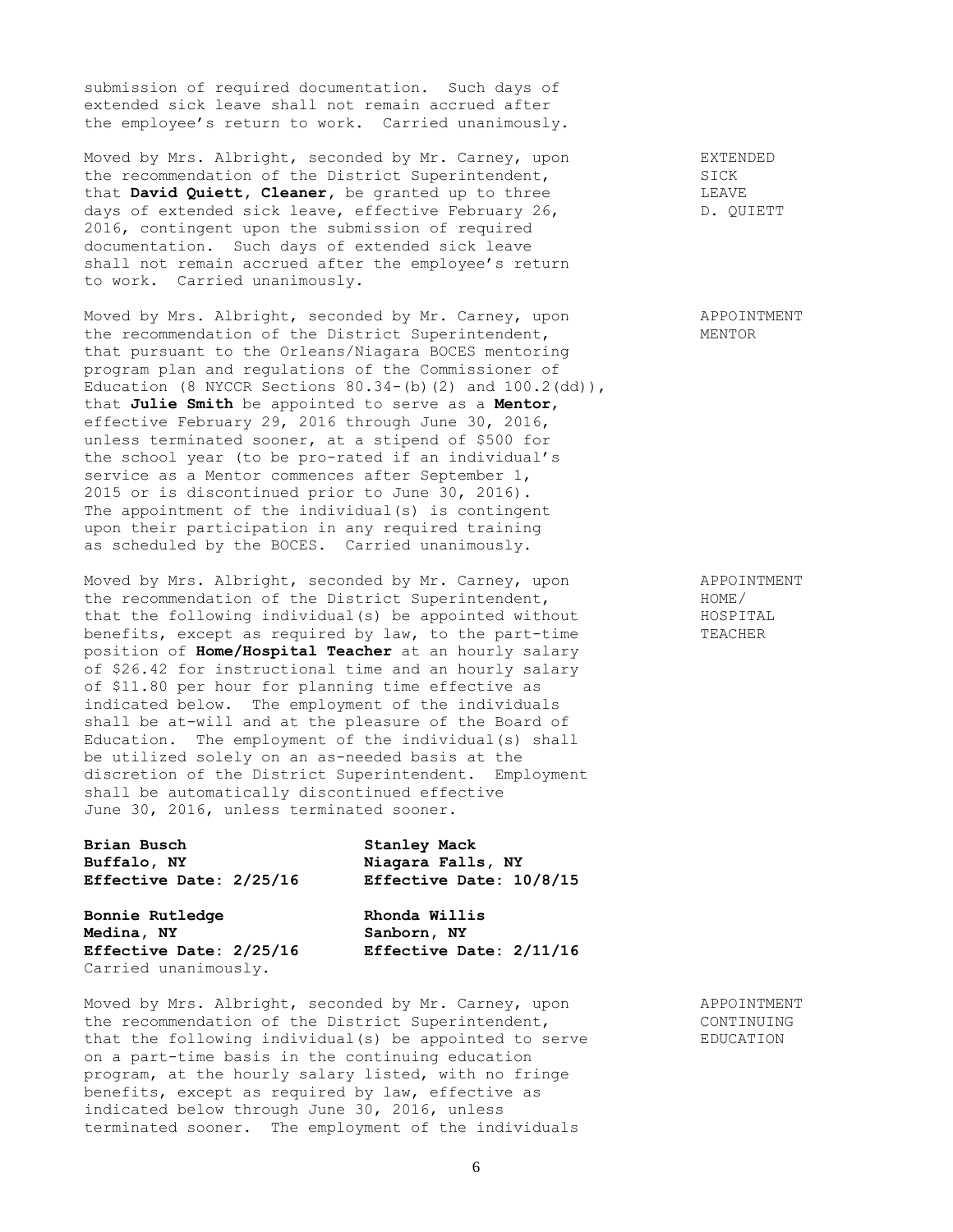submission of required documentation. Such days of extended sick leave shall not remain accrued after the employee's return to work. Carried unanimously.

EXTENDED SICK LEAVE D. QUIETT

Moved by Mrs. Albright, seconded by Mr. Carney, upon the recommendation of the District Superintendent, that **David Quiett, Cleaner**, be granted up to three days of extended sick leave, effective February 26, 2016, contingent upon the submission of required documentation. Such days of extended sick leave shall not remain accrued after the employee's return to work. Carried unanimously.

APPOINTMENT MENTOR

Moved by Mrs. Albright, seconded by Mr. Carney, upon the recommendation of the District Superintendent, that pursuant to the Orleans/Niagara BOCES mentoring program plan and regulations of the Commissioner of Education (8 NYCCR Sections 80.34-(b)(2) and 100.2(dd)), that **Julie Smith** be appointed to serve as a **Mentor**, effective February 29, 2016 through June 30, 2016, unless terminated sooner, at a stipend of $500 for the school year (to be pro-rated if an individual's service as a Mentor commences after September 1, 2015 or is discontinued prior to June 30, 2016). The appointment of the individual(s) is contingent upon their participation in any required training as scheduled by the BOCES. Carried unanimously.

APPOINTMENT HOME/ HOSPITAL TEACHER

Moved by Mrs. Albright, seconded by Mr. Carney, upon the recommendation of the District Superintendent, that the following individual(s) be appointed without benefits, except as required by law, to the part-time position of **Home/Hospital Teacher** at an hourly salary of $26.42 for instructional time and an hourly salary of $11.80 per hour for planning time effective as indicated below. The employment of the individuals shall be at-will and at the pleasure of the Board of Education. The employment of the individual(s) shall be utilized solely on an as-needed basis at the discretion of the District Superintendent. Employment shall be automatically discontinued effective June 30, 2016, unless terminated sooner.

**Brian Busch**
**Buffalo, NY**
**Effective Date: 2/25/16**

**Stanley Mack**
**Niagara Falls, NY**
**Effective Date: 10/8/15**

**Bonnie Rutledge**
**Medina, NY**
**Effective Date: 2/25/16**

**Rhonda Willis**
**Sanborn, NY**
**Effective Date: 2/11/16**

Carried unanimously.

APPOINTMENT CONTINUING EDUCATION

Moved by Mrs. Albright, seconded by Mr. Carney, upon the recommendation of the District Superintendent, that the following individual(s) be appointed to serve on a part-time basis in the continuing education program, at the hourly salary listed, with no fringe benefits, except as required by law, effective as indicated below through June 30, 2016, unless terminated sooner. The employment of the individuals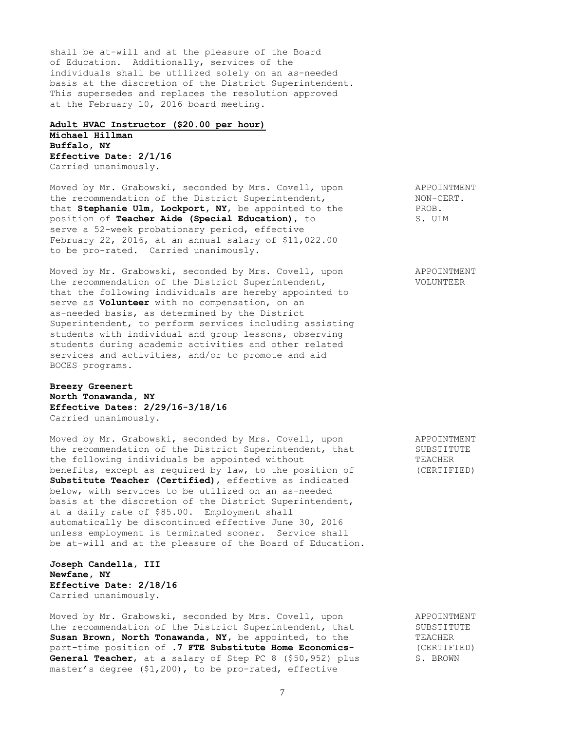shall be at-will and at the pleasure of the Board of Education. Additionally, services of the individuals shall be utilized solely on an as-needed basis at the discretion of the District Superintendent. This supersedes and replaces the resolution approved at the February 10, 2016 board meeting.

**Adult HVAC Instructor ($20.00 per hour)**
**Michael Hillman**
**Buffalo, NY**
**Effective Date: 2/1/16**
Carried unanimously.

APPOINTMENT NON-CERT. PROB. S. ULM

Moved by Mr. Grabowski, seconded by Mrs. Covell, upon the recommendation of the District Superintendent, that **Stephanie Ulm, Lockport, NY**, be appointed to the position of **Teacher Aide (Special Education)**, to serve a 52-week probationary period, effective February 22, 2016, at an annual salary of $11,022.00 to be pro-rated. Carried unanimously.

APPOINTMENT VOLUNTEER

Moved by Mr. Grabowski, seconded by Mrs. Covell, upon the recommendation of the District Superintendent, that the following individuals are hereby appointed to serve as **Volunteer** with no compensation, on an as-needed basis, as determined by the District Superintendent, to perform services including assisting students with individual and group lessons, observing students during academic activities and other related services and activities, and/or to promote and aid BOCES programs.

**Breezy Greenert**
**North Tonawanda, NY**
**Effective Dates: 2/29/16-3/18/16**
Carried unanimously.

APPOINTMENT SUBSTITUTE TEACHER (CERTIFIED)

Moved by Mr. Grabowski, seconded by Mrs. Covell, upon the recommendation of the District Superintendent, that the following individuals be appointed without benefits, except as required by law, to the position of **Substitute Teacher (Certified)**, effective as indicated below, with services to be utilized on an as-needed basis at the discretion of the District Superintendent, at a daily rate of $85.00. Employment shall automatically be discontinued effective June 30, 2016 unless employment is terminated sooner. Service shall be at-will and at the pleasure of the Board of Education.

**Joseph Candella, III**
**Newfane, NY**
**Effective Date: 2/18/16**
Carried unanimously.

APPOINTMENT SUBSTITUTE TEACHER (CERTIFIED) S. BROWN

Moved by Mr. Grabowski, seconded by Mrs. Covell, upon the recommendation of the District Superintendent, that **Susan Brown, North Tonawanda, NY**, be appointed, to the part-time position of **.7 FTE Substitute Home Economics-General Teacher**, at a salary of Step PC 8 ($50,952) plus master's degree ($1,200), to be pro-rated, effective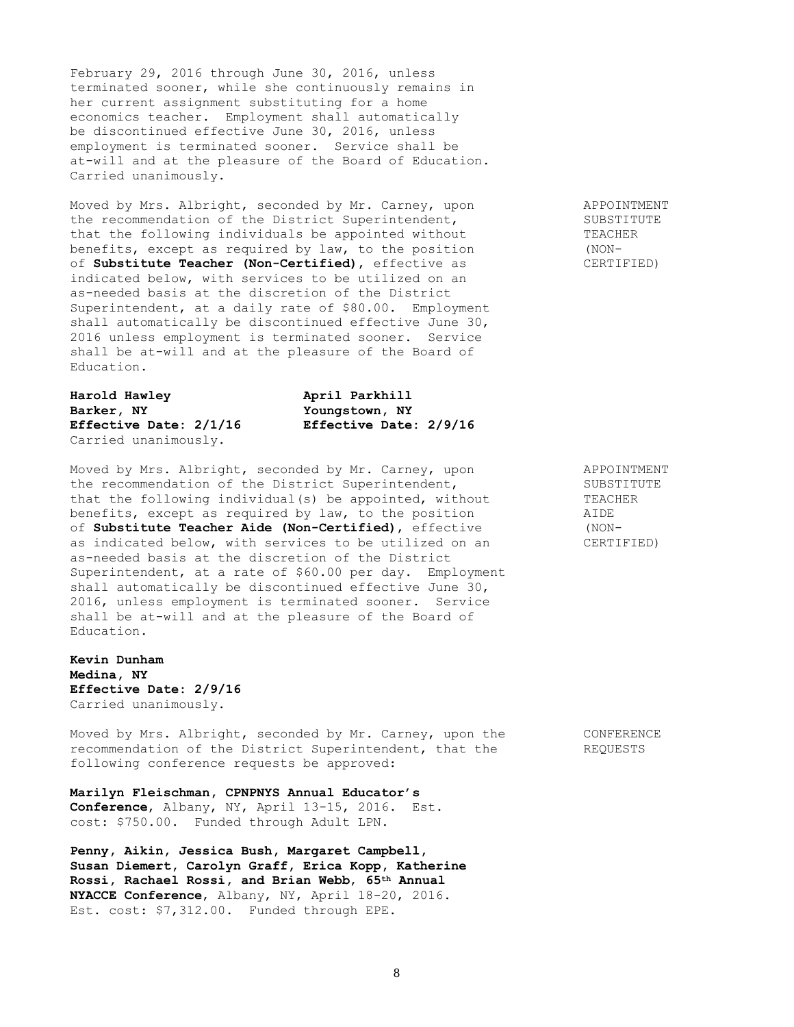February 29, 2016 through June 30, 2016, unless terminated sooner, while she continuously remains in her current assignment substituting for a home economics teacher. Employment shall automatically be discontinued effective June 30, 2016, unless employment is terminated sooner. Service shall be at-will and at the pleasure of the Board of Education. Carried unanimously.

APPOINTMENT SUBSTITUTE TEACHER (NON-CERTIFIED)

Moved by Mrs. Albright, seconded by Mr. Carney, upon the recommendation of the District Superintendent, that the following individuals be appointed without benefits, except as required by law, to the position of **Substitute Teacher (Non-Certified)**, effective as indicated below, with services to be utilized on an as-needed basis at the discretion of the District Superintendent, at a daily rate of \$80.00. Employment shall automatically be discontinued effective June 30, 2016 unless employment is terminated sooner. Service shall be at-will and at the pleasure of the Board of Education.

**Harold Hawley**
**Barker, NY**
**Effective Date: 2/1/16**

**April Parkhill**
**Youngstown, NY**
**Effective Date: 2/9/16**

Carried unanimously.

APPOINTMENT SUBSTITUTE TEACHER AIDE (NON-CERTIFIED)

Moved by Mrs. Albright, seconded by Mr. Carney, upon the recommendation of the District Superintendent, that the following individual(s) be appointed, without benefits, except as required by law, to the position of **Substitute Teacher Aide (Non-Certified)**, effective as indicated below, with services to be utilized on an as-needed basis at the discretion of the District Superintendent, at a rate of \$60.00 per day. Employment shall automatically be discontinued effective June 30, 2016, unless employment is terminated sooner. Service shall be at-will and at the pleasure of the Board of Education.

**Kevin Dunham**
**Medina, NY**
**Effective Date: 2/9/16**
Carried unanimously.

CONFERENCE REQUESTS

Moved by Mrs. Albright, seconded by Mr. Carney, upon the recommendation of the District Superintendent, that the following conference requests be approved:

**Marilyn Fleischman, CPNPNYS Annual Educator's Conference**, Albany, NY, April 13-15, 2016. Est. cost: \$750.00. Funded through Adult LPN.

**Penny, Aikin, Jessica Bush, Margaret Campbell, Susan Diemert, Carolyn Graff, Erica Kopp, Katherine Rossi, Rachael Rossi, and Brian Webb, 65th Annual NYACCE Conference**, Albany, NY, April 18-20, 2016. Est. cost: \$7,312.00. Funded through EPE.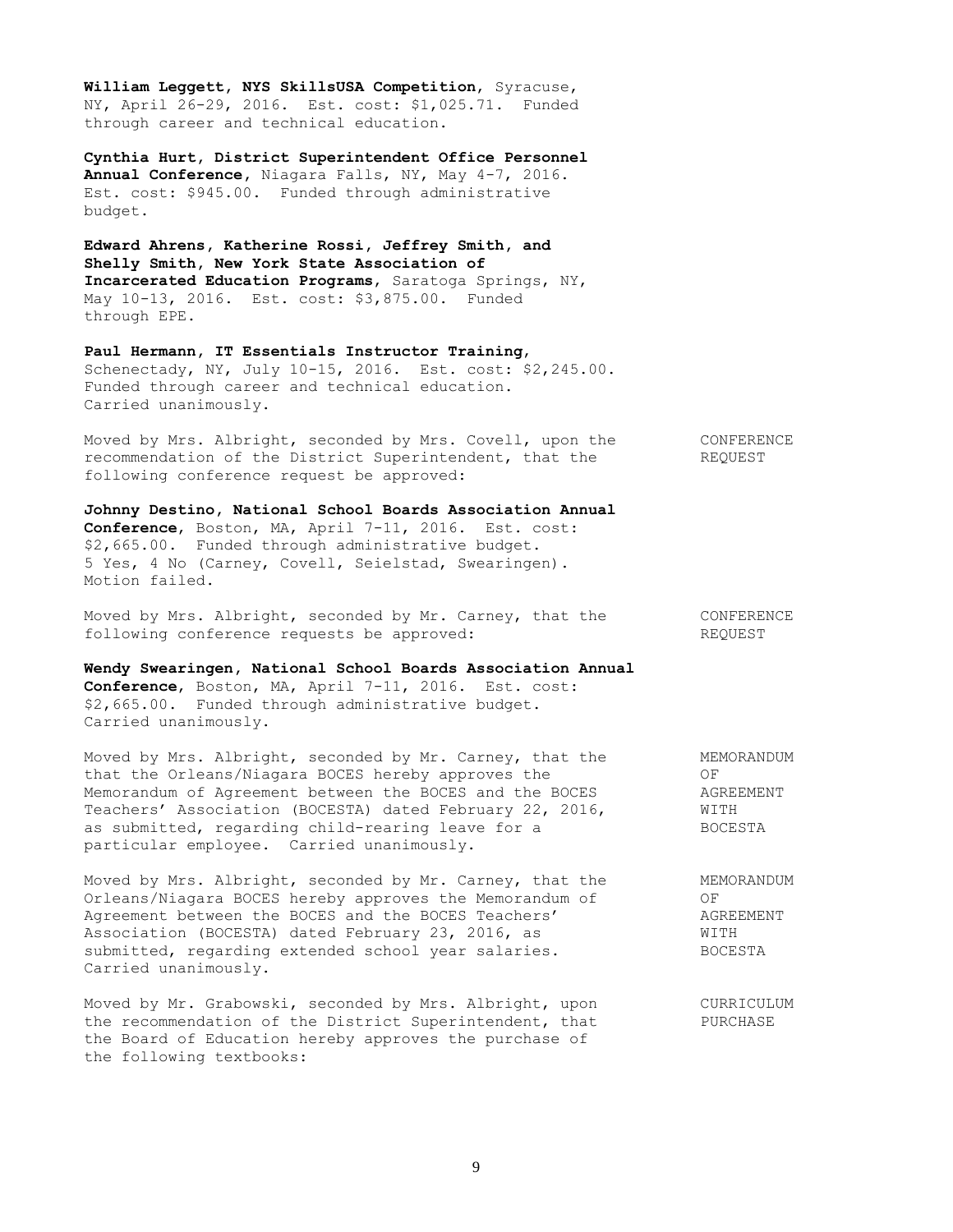**William Leggett, NYS SkillsUSA Competition**, Syracuse, NY, April 26-29, 2016. Est. cost: $1,025.71. Funded through career and technical education.

**Cynthia Hurt, District Superintendent Office Personnel Annual Conference**, Niagara Falls, NY, May 4-7, 2016. Est. cost: $945.00. Funded through administrative budget.

**Edward Ahrens, Katherine Rossi, Jeffrey Smith, and Shelly Smith, New York State Association of Incarcerated Education Programs**, Saratoga Springs, NY, May 10-13, 2016. Est. cost: $3,875.00. Funded through EPE.

**Paul Hermann, IT Essentials Instructor Training**, Schenectady, NY, July 10-15, 2016. Est. cost: $2,245.00. Funded through career and technical education. Carried unanimously.

CONFERENCE REQUEST

Moved by Mrs. Albright, seconded by Mrs. Covell, upon the recommendation of the District Superintendent, that the following conference request be approved:

**Johnny Destino, National School Boards Association Annual Conference**, Boston, MA, April 7-11, 2016. Est. cost: $2,665.00. Funded through administrative budget. 5 Yes, 4 No (Carney, Covell, Seielstad, Swearingen). Motion failed.

CONFERENCE REQUEST

Moved by Mrs. Albright, seconded by Mr. Carney, that the following conference requests be approved:

**Wendy Swearingen, National School Boards Association Annual Conference**, Boston, MA, April 7-11, 2016. Est. cost: $2,665.00. Funded through administrative budget. Carried unanimously.

MEMORANDUM OF AGREEMENT WITH BOCESTA

Moved by Mrs. Albright, seconded by Mr. Carney, that the that the Orleans/Niagara BOCES hereby approves the Memorandum of Agreement between the BOCES and the BOCES Teachers' Association (BOCESTA) dated February 22, 2016, as submitted, regarding child-rearing leave for a particular employee. Carried unanimously.

MEMORANDUM OF AGREEMENT WITH BOCESTA

Moved by Mrs. Albright, seconded by Mr. Carney, that the Orleans/Niagara BOCES hereby approves the Memorandum of Agreement between the BOCES and the BOCES Teachers' Association (BOCESTA) dated February 23, 2016, as submitted, regarding extended school year salaries. Carried unanimously.

CURRICULUM PURCHASE

Moved by Mr. Grabowski, seconded by Mrs. Albright, upon the recommendation of the District Superintendent, that the Board of Education hereby approves the purchase of the following textbooks: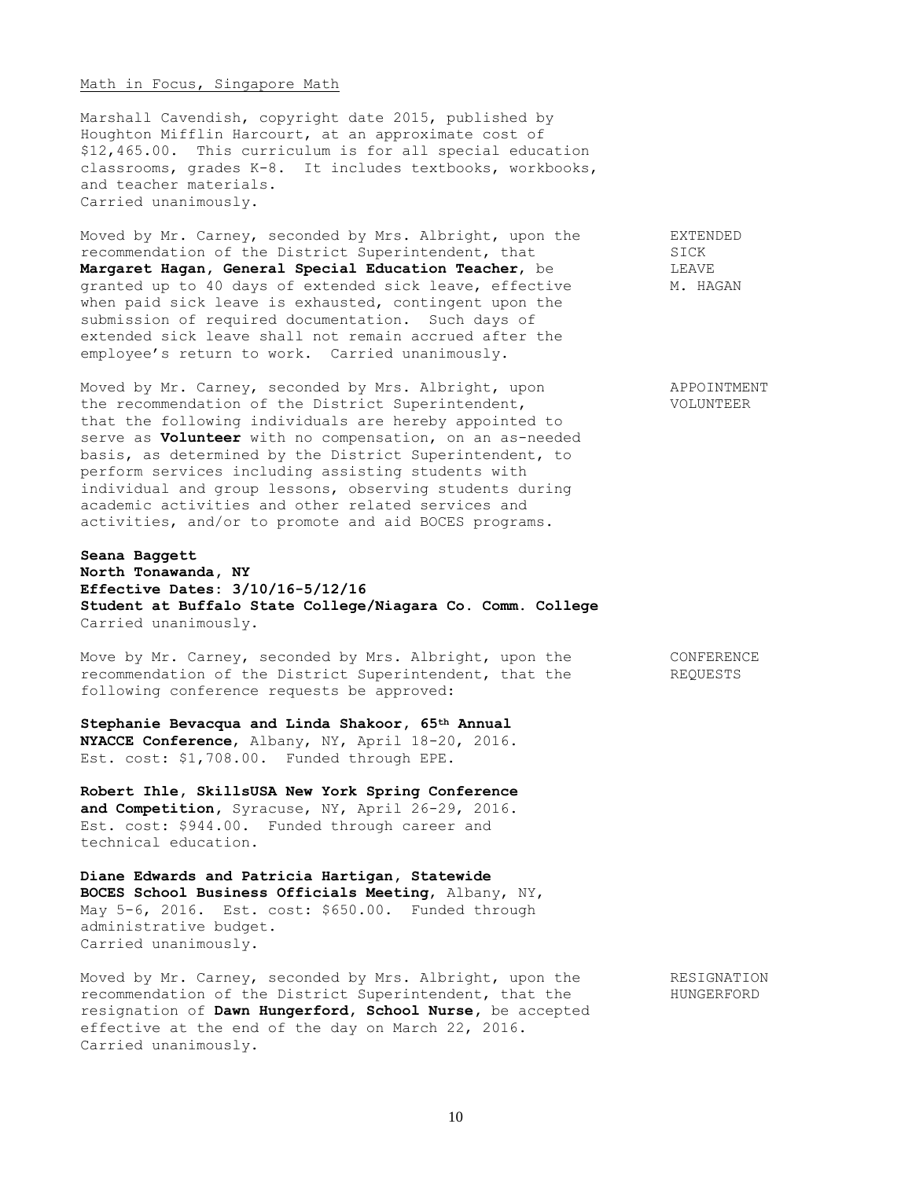Math in Focus, Singapore Math

Marshall Cavendish, copyright date 2015, published by Houghton Mifflin Harcourt, at an approximate cost of $12,465.00. This curriculum is for all special education classrooms, grades K-8. It includes textbooks, workbooks, and teacher materials.
Carried unanimously.

EXTENDED SICK LEAVE M. HAGAN

Moved by Mr. Carney, seconded by Mrs. Albright, upon the recommendation of the District Superintendent, that **Margaret Hagan, General Special Education Teacher**, be granted up to 40 days of extended sick leave, effective when paid sick leave is exhausted, contingent upon the submission of required documentation. Such days of extended sick leave shall not remain accrued after the employee's return to work. Carried unanimously.

APPOINTMENT VOLUNTEER

Moved by Mr. Carney, seconded by Mrs. Albright, upon the recommendation of the District Superintendent, that the following individuals are hereby appointed to serve as **Volunteer** with no compensation, on an as-needed basis, as determined by the District Superintendent, to perform services including assisting students with individual and group lessons, observing students during academic activities and other related services and activities, and/or to promote and aid BOCES programs.

**Seana Baggett**
**North Tonawanda, NY**
**Effective Dates: 3/10/16-5/12/16**
**Student at Buffalo State College/Niagara Co. Comm. College**
Carried unanimously.

CONFERENCE REQUESTS

Move by Mr. Carney, seconded by Mrs. Albright, upon the recommendation of the District Superintendent, that the following conference requests be approved:

**Stephanie Bevacqua and Linda Shakoor, 65th Annual NYACCE Conference**, Albany, NY, April 18-20, 2016. Est. cost: $1,708.00. Funded through EPE.

**Robert Ihle, SkillsUSA New York Spring Conference and Competition**, Syracuse, NY, April 26-29, 2016. Est. cost: $944.00. Funded through career and technical education.

**Diane Edwards and Patricia Hartigan, Statewide BOCES School Business Officials Meeting**, Albany, NY, May 5-6, 2016. Est. cost: $650.00. Funded through administrative budget.
Carried unanimously.

RESIGNATION HUNGERFORD

Moved by Mr. Carney, seconded by Mrs. Albright, upon the recommendation of the District Superintendent, that the resignation of **Dawn Hungerford, School Nurse**, be accepted effective at the end of the day on March 22, 2016.
Carried unanimously.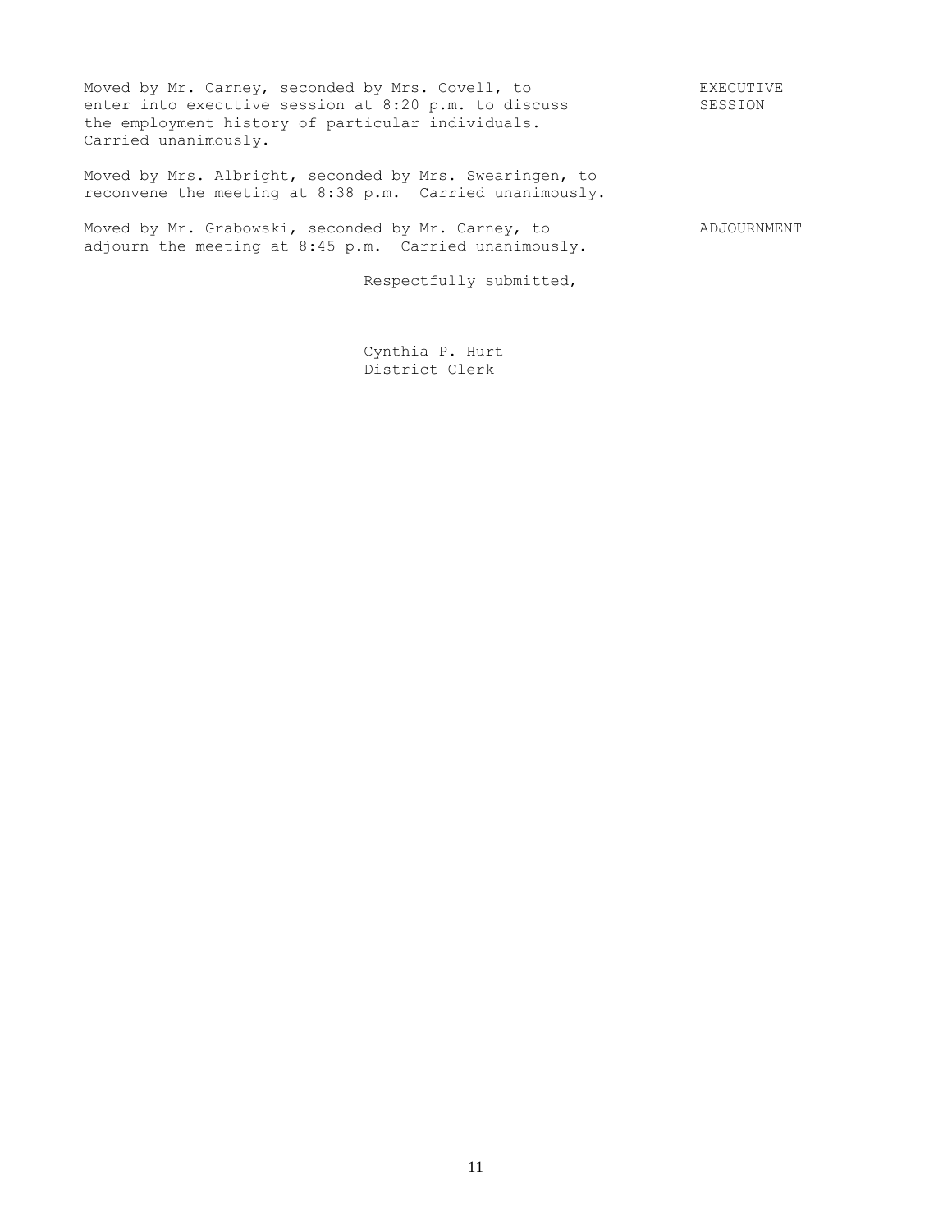Moved by Mr. Carney, seconded by Mrs. Covell, to enter into executive session at 8:20 p.m. to discuss the employment history of particular individuals. Carried unanimously.

EXECUTIVE SESSION

Moved by Mrs. Albright, seconded by Mrs. Swearingen, to reconvene the meeting at 8:38 p.m. Carried unanimously.

Moved by Mr. Grabowski, seconded by Mr. Carney, to adjourn the meeting at 8:45 p.m. Carried unanimously.

ADJOURNMENT

Respectfully submitted,

Cynthia P. Hurt
District Clerk